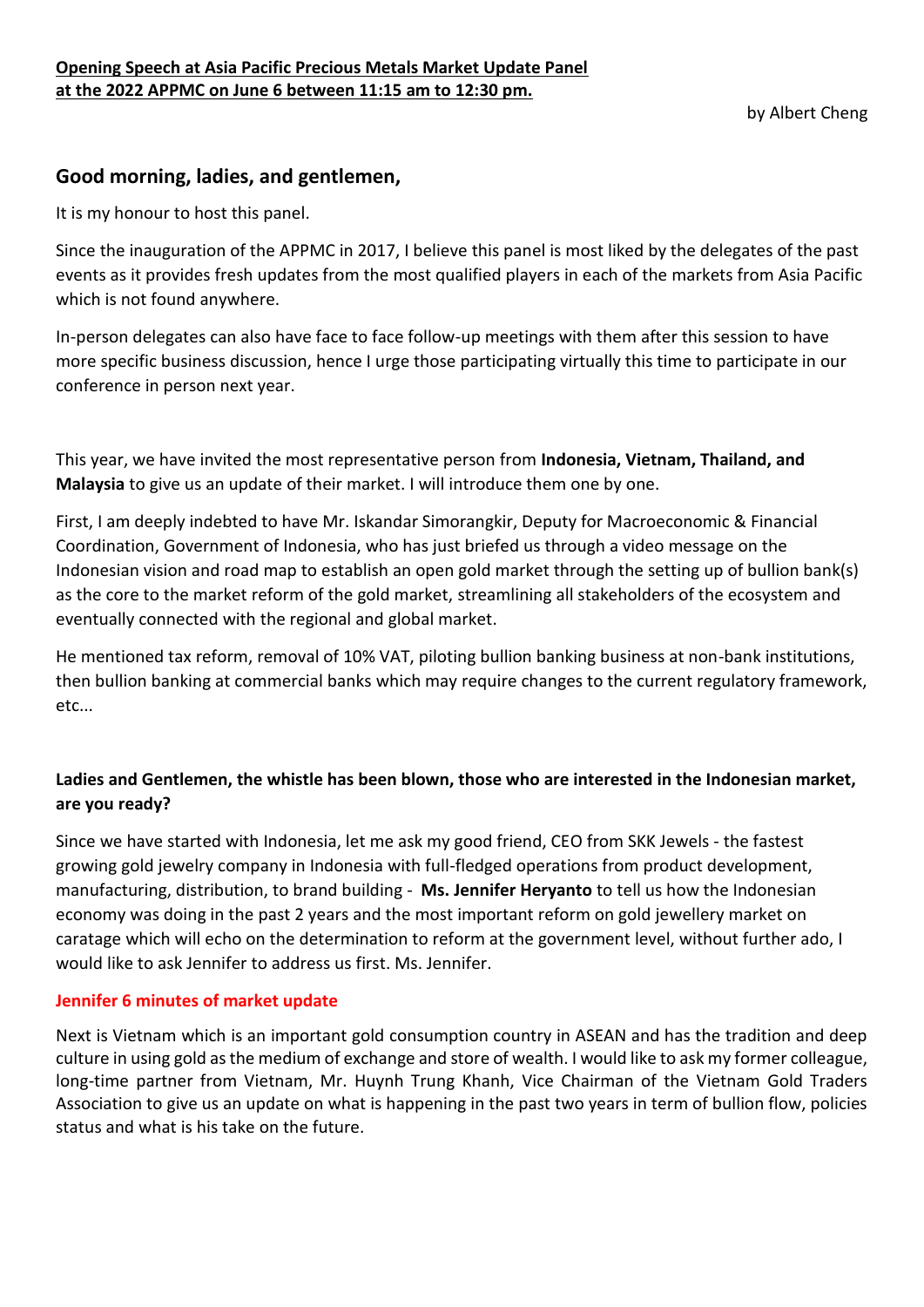**<u>Opening Speech at Asia Pacific Precious Metals Market Update Panel at the 2022 APPMC on June 6 between 11:15 am to 12:30 pm.</u>**

by Albert Cheng

## Good morning, ladies, and gentlemen,

It is my honour to host this panel.

Since the inauguration of the APPMC in 2017, I believe this panel is most liked by the delegates of the past events as it provides fresh updates from the most qualified players in each of the markets from Asia Pacific which is not found anywhere.

In-person delegates can also have face to face follow-up meetings with them after this session to have more specific business discussion, hence I urge those participating virtually this time to participate in our conference in person next year.

This year, we have invited the most representative person from **Indonesia, Vietnam, Thailand, and Malaysia** to give us an update of their market. I will introduce them one by one.

First, I am deeply indebted to have Mr. Iskandar Simorangkir, Deputy for Macroeconomic & Financial Coordination, Government of Indonesia, who has just briefed us through a video message on the Indonesian vision and road map to establish an open gold market through the setting up of bullion bank(s) as the core to the market reform of the gold market, streamlining all stakeholders of the ecosystem and eventually connected with the regional and global market.

He mentioned tax reform, removal of 10% VAT, piloting bullion banking business at non-bank institutions, then bullion banking at commercial banks which may require changes to the current regulatory framework, etc...

**Ladies and Gentlemen, the whistle has been blown, those who are interested in the Indonesian market, are you ready?**

Since we have started with Indonesia, let me ask my good friend, CEO from SKK Jewels - the fastest growing gold jewelry company in Indonesia with full-fledged operations from product development, manufacturing, distribution, to brand building - **Ms. Jennifer Heryanto** to tell us how the Indonesian economy was doing in the past 2 years and the most important reform on gold jewellery market on caratage which will echo on the determination to reform at the government level, without further ado, I would like to ask Jennifer to address us first. Ms. Jennifer.

**Jennifer 6 minutes of market update**

Next is Vietnam which is an important gold consumption country in ASEAN and has the tradition and deep culture in using gold as the medium of exchange and store of wealth. I would like to ask my former colleague, long-time partner from Vietnam, Mr. Huynh Trung Khanh, Vice Chairman of the Vietnam Gold Traders Association to give us an update on what is happening in the past two years in term of bullion flow, policies status and what is his take on the future.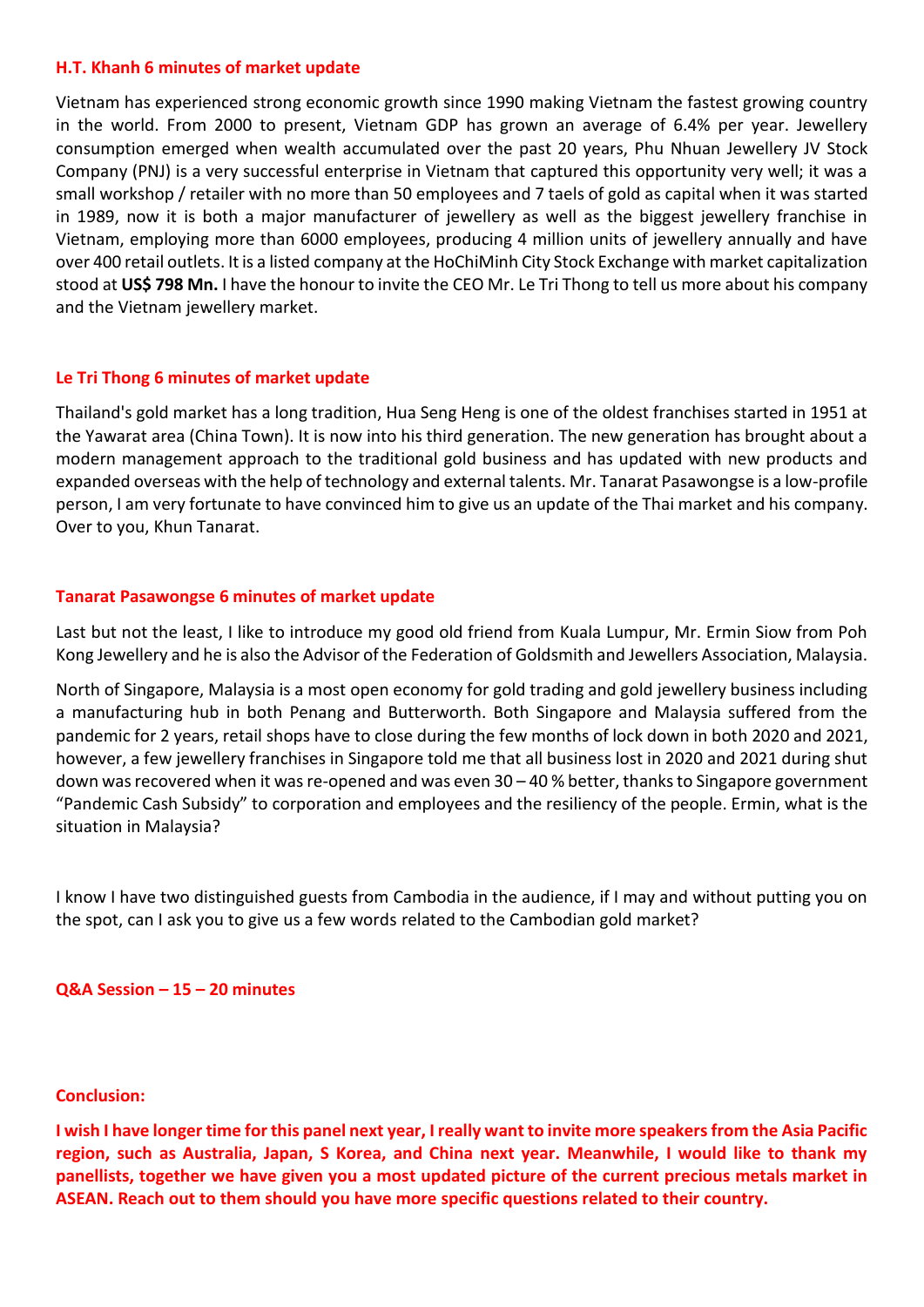**H.T. Khanh 6 minutes of market update**

Vietnam has experienced strong economic growth since 1990 making Vietnam the fastest growing country in the world. From 2000 to present, Vietnam GDP has grown an average of 6.4% per year. Jewellery consumption emerged when wealth accumulated over the past 20 years, Phu Nhuan Jewellery JV Stock Company (PNJ) is a very successful enterprise in Vietnam that captured this opportunity very well; it was a small workshop / retailer with no more than 50 employees and 7 taels of gold as capital when it was started in 1989, now it is both a major manufacturer of jewellery as well as the biggest jewellery franchise in Vietnam, employing more than 6000 employees, producing 4 million units of jewellery annually and have over 400 retail outlets. It is a listed company at the HoChiMinh City Stock Exchange with market capitalization stood at **US$ 798 Mn.** I have the honour to invite the CEO Mr. Le Tri Thong to tell us more about his company and the Vietnam jewellery market.

**Le Tri Thong 6 minutes of market update**

Thailand's gold market has a long tradition, Hua Seng Heng is one of the oldest franchises started in 1951 at the Yawarat area (China Town). It is now into his third generation. The new generation has brought about a modern management approach to the traditional gold business and has updated with new products and expanded overseas with the help of technology and external talents. Mr. Tanarat Pasawongse is a low-profile person, I am very fortunate to have convinced him to give us an update of the Thai market and his company. Over to you, Khun Tanarat.

**Tanarat Pasawongse 6 minutes of market update**

Last but not the least, I like to introduce my good old friend from Kuala Lumpur, Mr. Ermin Siow from Poh Kong Jewellery and he is also the Advisor of the Federation of Goldsmith and Jewellers Association, Malaysia.

North of Singapore, Malaysia is a most open economy for gold trading and gold jewellery business including a manufacturing hub in both Penang and Butterworth. Both Singapore and Malaysia suffered from the pandemic for 2 years, retail shops have to close during the few months of lock down in both 2020 and 2021, however, a few jewellery franchises in Singapore told me that all business lost in 2020 and 2021 during shut down was recovered when it was re-opened and was even 30 – 40 % better, thanks to Singapore government "Pandemic Cash Subsidy" to corporation and employees and the resiliency of the people. Ermin, what is the situation in Malaysia?

I know I have two distinguished guests from Cambodia in the audience, if I may and without putting you on the spot, can I ask you to give us a few words related to the Cambodian gold market?

**Q&A Session – 15 – 20 minutes**

**Conclusion:**

**I wish I have longer time for this panel next year, I really want to invite more speakers from the Asia Pacific region, such as Australia, Japan, S Korea, and China next year. Meanwhile, I would like to thank my panellists, together we have given you a most updated picture of the current precious metals market in ASEAN. Reach out to them should you have more specific questions related to their country.**